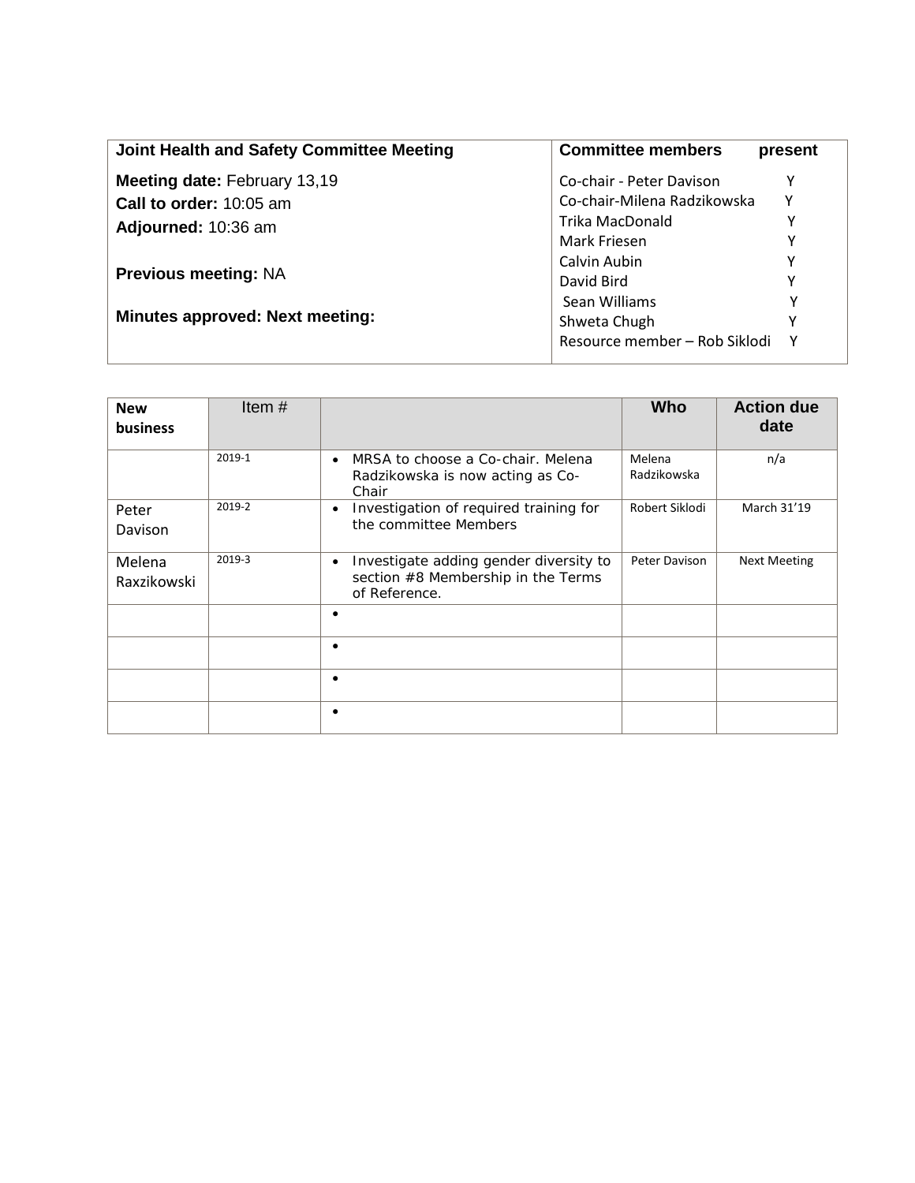| Joint Health and Safety Committee Meeting | Committee members | present |
|---|---|---|
| **Meeting date:** February 13,19 | Co-chair - Peter Davison | Y |
| **Call to order:** 10:05 am | Co-chair-Milena Radzikowska | Y |
| **Adjourned:** 10:36 am | Trika MacDonald | Y |
| | Mark Friesen | Y |
| **Previous meeting:** NA | Calvin Aubin | Y |
| | David Bird | Y |
| **Minutes approved: Next meeting:** | Sean Williams | Y |
| | Shweta Chugh | Y |
| | Resource member – Rob Siklodi | Y |

| New business | Item # | | Who | Action due date |
|---|---|---|---|---|
| | 2019-1 | • MRSA to choose a Co-chair. Melena Radzikowska is now acting as Co-Chair | Melena Radzikowska | n/a |
| Peter Davison | 2019-2 | • Investigation of required training for the committee Members | Robert Siklodi | March 31'19 |
| Melena Raxzikowski | 2019-3 | • Investigate adding gender diversity to section #8 Membership in the Terms of Reference. | Peter Davison | Next Meeting |
| | | • | | |
| | | • | | |
| | | • | | |
| | | • | | |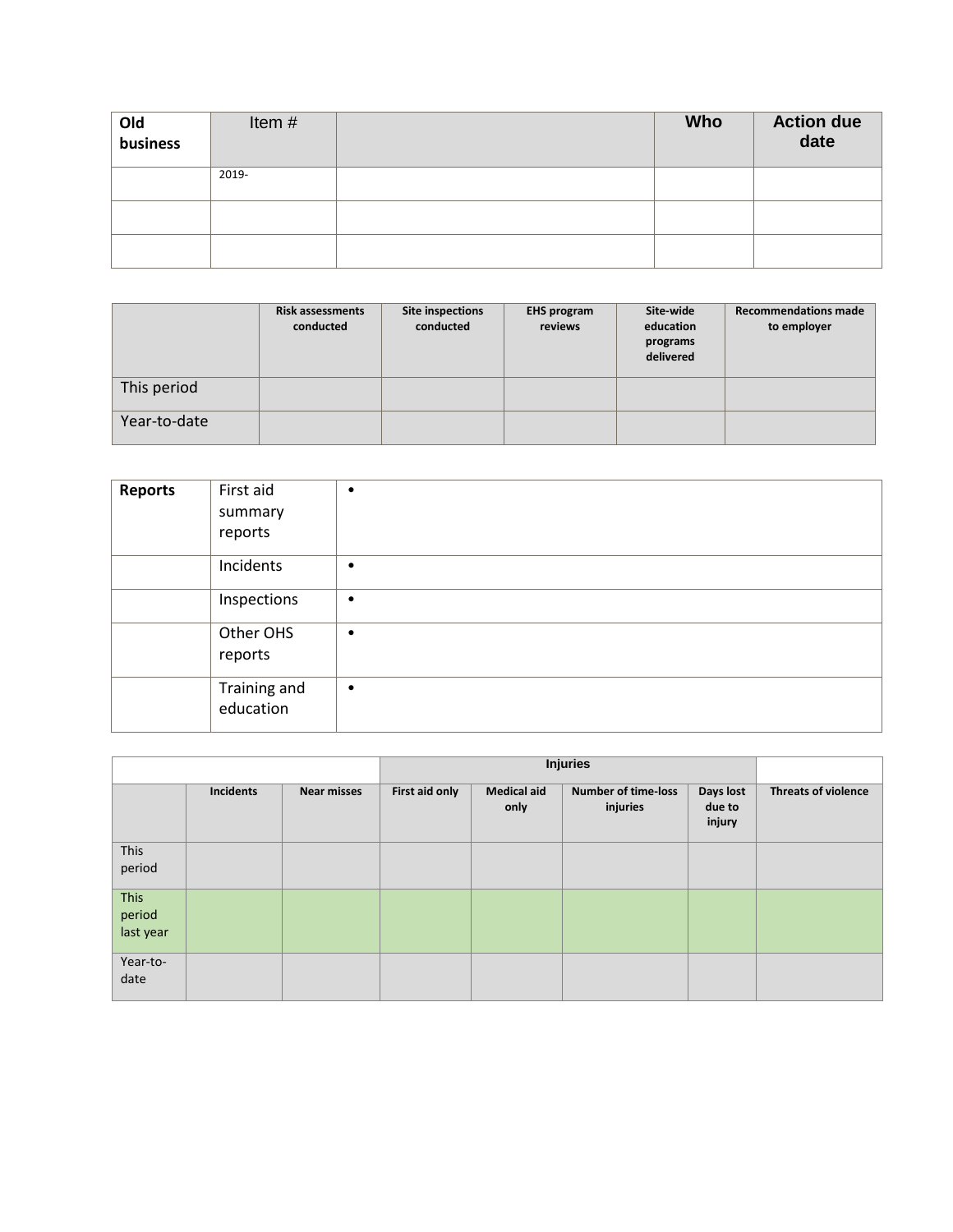| Old business | Item # | | Who | Action due date |
|---|---|---|---|---|
| | 2019- | | | |
| | | | | |
| | | | | |

| | Risk assessments conducted | Site inspections conducted | EHS program reviews | Site-wide education programs delivered | Recommendations made to employer |
|---|---|---|---|---|---|
| This period | | | | | |
| Year-to-date | | | | | |

| Reports | First aid summary reports | • |
|---|---|---|
| | Incidents | • |
| | Inspections | • |
| | Other OHS reports | • |
| | Training and education | • |

| | | | Injuries | | | | |
|---|---|---|---|---|---|---|---|
| | Incidents | Near misses | First aid only | Medical aid only | Number of time-loss injuries | Days lost due to injury | Threats of violence |
| This period | | | | | | | |
| This period last year | | | | | | | |
| Year-to-date | | | | | | | |